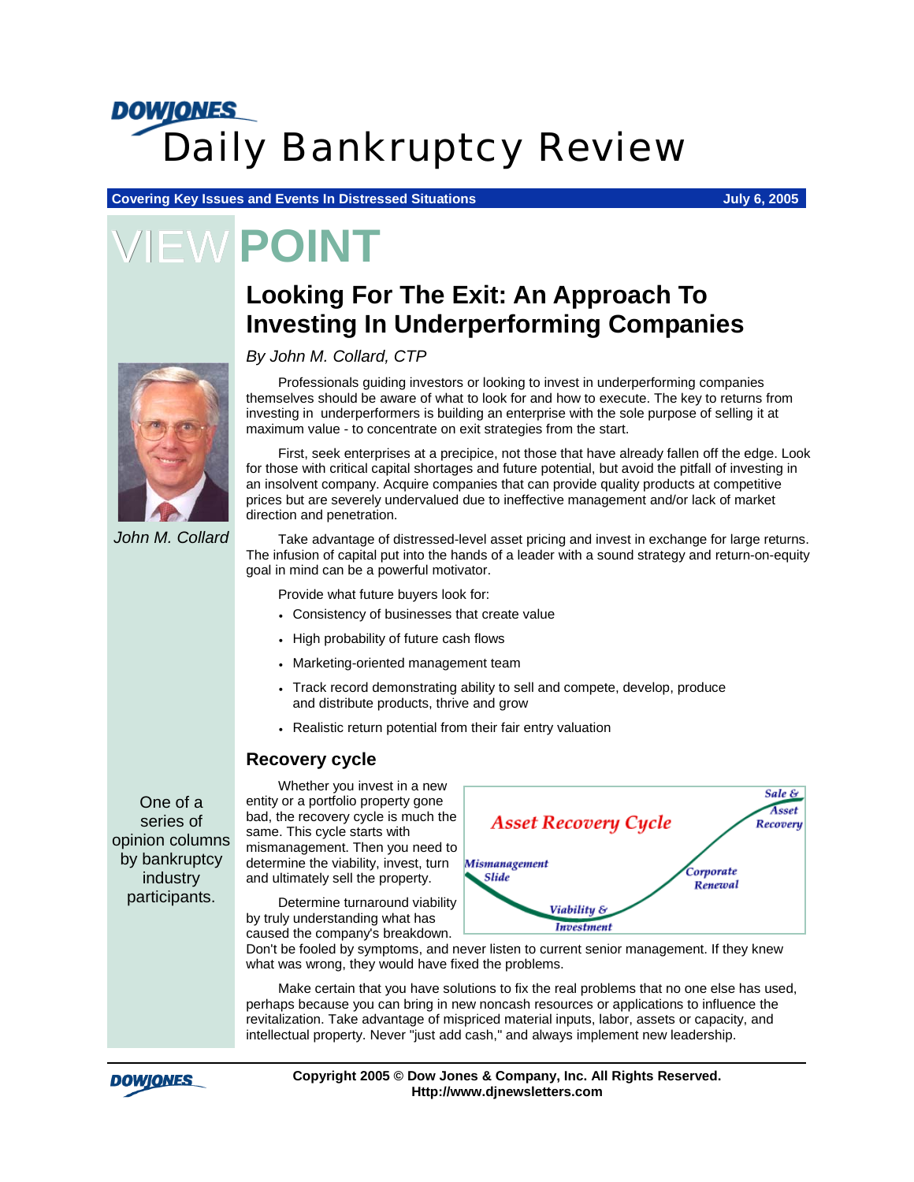# Daily Bankruptcy Review

**Covering Key Issues and Events In Distressed Situations** — **July 6, 2005**

## VIEWPOINT

# Looking For The Exit: An Approach To Investing In Underperforming Companies

*By John M. Collard, CTP*

*John M. Collard*

Professionals guiding investors or looking to invest in underperforming companies themselves should be aware of what to look for and how to execute. The key to returns from investing in underperformers is building an enterprise with the sole purpose of selling it at maximum value - to concentrate on exit strategies from the start.

First, seek enterprises at a precipice, not those that have already fallen off the edge. Look for those with critical capital shortages and future potential, but avoid the pitfall of investing in an insolvent company. Acquire companies that can provide quality products at competitive prices but are severely undervalued due to ineffective management and/or lack of market direction and penetration.

Take advantage of distressed-level asset pricing and invest in exchange for large returns. The infusion of capital put into the hands of a leader with a sound strategy and return-on-equity goal in mind can be a powerful motivator.

Provide what future buyers look for:

- Consistency of businesses that create value
- High probability of future cash flows
- Marketing-oriented management team
- Track record demonstrating ability to sell and compete, develop, produce and distribute products, thrive and grow
- Realistic return potential from their fair entry valuation

## Recovery cycle

Whether you invest in a new entity or a portfolio property gone bad, the recovery cycle is much the same. This cycle starts with mismanagement. Then you need to determine the viability, invest, turn and ultimately sell the property.

*Asset Recovery Cycle: Mismanagement Slide → Viability & Investment → Corporate Renewal → Sale & Asset Recovery*

Determine turnaround viability by truly understanding what has caused the company's breakdown. Don't be fooled by symptoms, and never listen to current senior management. If they knew what was wrong, they would have fixed the problems.

Make certain that you have solutions to fix the real problems that no one else has used, perhaps because you can bring in new noncash resources or applications to influence the revitalization. Take advantage of mispriced material inputs, labor, assets or capacity, and intellectual property. Never "just add cash," and always implement new leadership.

One of a series of opinion columns by bankruptcy industry participants.

**Copyright 2005 © Dow Jones & Company, Inc. All Rights Reserved.**
**Http://www.djnewsletters.com**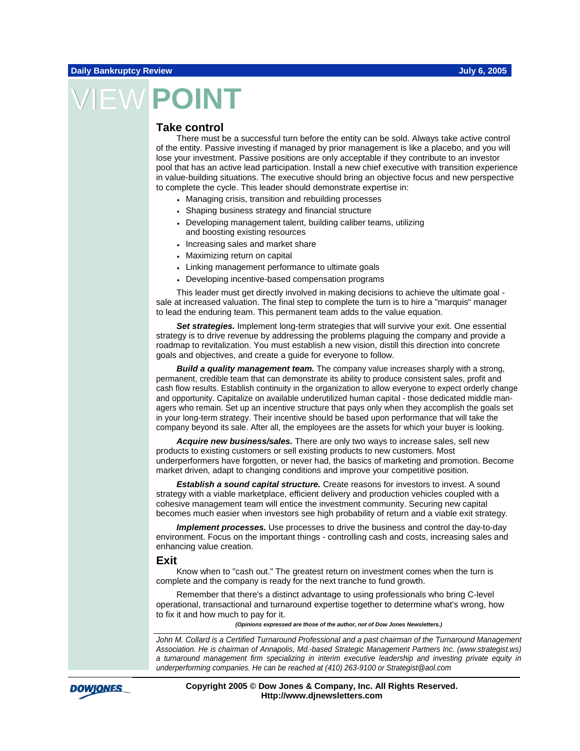# VIEWPOINT

## Take control

There must be a successful turn before the entity can be sold. Always take active control of the entity. Passive investing if managed by prior management is like a placebo, and you will lose your investment. Passive positions are only acceptable if they contribute to an investor pool that has an active lead participation. Install a new chief executive with transition experience in value-building situations. The executive should bring an objective focus and new perspective to complete the cycle. This leader should demonstrate expertise in:

- Managing crisis, transition and rebuilding processes
- Shaping business strategy and financial structure
- Developing management talent, building caliber teams, utilizing and boosting existing resources
- Increasing sales and market share
- Maximizing return on capital
- Linking management performance to ultimate goals
- Developing incentive-based compensation programs

This leader must get directly involved in making decisions to achieve the ultimate goal - sale at increased valuation. The final step to complete the turn is to hire a "marquis" manager to lead the enduring team. This permanent team adds to the value equation.

***Set strategies.*** Implement long-term strategies that will survive your exit. One essential strategy is to drive revenue by addressing the problems plaguing the company and provide a roadmap to revitalization. You must establish a new vision, distill this direction into concrete goals and objectives, and create a guide for everyone to follow.

***Build a quality management team.*** The company value increases sharply with a strong, permanent, credible team that can demonstrate its ability to produce consistent sales, profit and cash flow results. Establish continuity in the organization to allow everyone to expect orderly change and opportunity. Capitalize on available underutilized human capital - those dedicated middle managers who remain. Set up an incentive structure that pays only when they accomplish the goals set in your long-term strategy. Their incentive should be based upon performance that will take the company beyond its sale. After all, the employees are the assets for which your buyer is looking.

***Acquire new business/sales.*** There are only two ways to increase sales, sell new products to existing customers or sell existing products to new customers. Most underperformers have forgotten, or never had, the basics of marketing and promotion. Become market driven, adapt to changing conditions and improve your competitive position.

***Establish a sound capital structure.*** Create reasons for investors to invest. A sound strategy with a viable marketplace, efficient delivery and production vehicles coupled with a cohesive management team will entice the investment community. Securing new capital becomes much easier when investors see high probability of return and a viable exit strategy.

***Implement processes.*** Use processes to drive the business and control the day-to-day environment. Focus on the important things - controlling cash and costs, increasing sales and enhancing value creation.

## Exit

Know when to "cash out." The greatest return on investment comes when the turn is complete and the company is ready for the next tranche to fund growth.

Remember that there's a distinct advantage to using professionals who bring C-level operational, transactional and turnaround expertise together to determine what's wrong, how to fix it and how much to pay for it.

***(Opinions expressed are those of the author, not of Dow Jones Newsletters.)***

---

*John M. Collard is a Certified Turnaround Professional and a past chairman of the Turnaround Management Association. He is chairman of Annapolis, Md.-based Strategic Management Partners Inc. (www.strategist.ws) a turnaround management firm specializing in interim executive leadership and investing private equity in underperforming companies. He can be reached at (410) 263-9100 or Strategist@aol.com*

**Copyright 2005 © Dow Jones & Company, Inc. All Rights Reserved.**
**Http://www.djnewsletters.com**